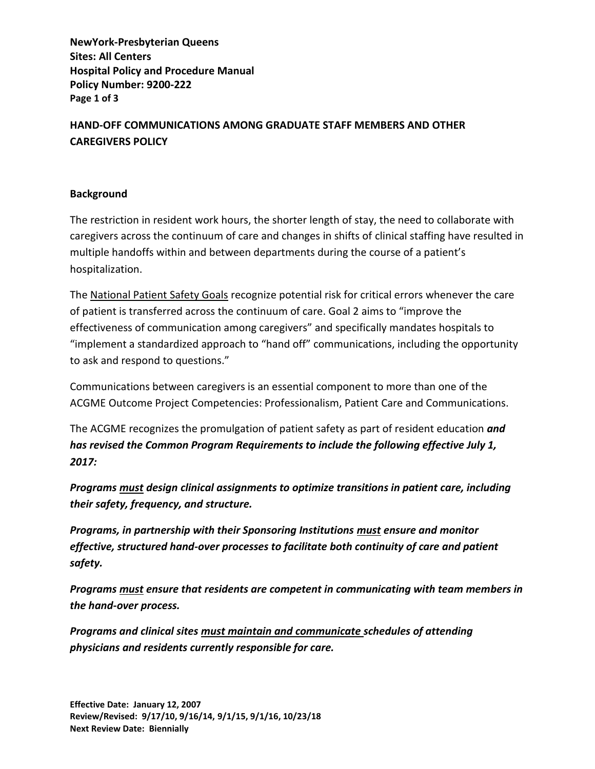**NewYork-Presbyterian Queens**
**Sites: All Centers**
**Hospital Policy and Procedure Manual**
**Policy Number: 9200-222**

# HAND-OFF COMMUNICATIONS AMONG GRADUATE STAFF MEMBERS AND OTHER CAREGIVERS POLICY

## Background

The restriction in resident work hours, the shorter length of stay, the need to collaborate with caregivers across the continuum of care and changes in shifts of clinical staffing have resulted in multiple handoffs within and between departments during the course of a patient's hospitalization.

The National Patient Safety Goals recognize potential risk for critical errors whenever the care of patient is transferred across the continuum of care. Goal 2 aims to "improve the effectiveness of communication among caregivers" and specifically mandates hospitals to "implement a standardized approach to "hand off" communications, including the opportunity to ask and respond to questions."

Communications between caregivers is an essential component to more than one of the ACGME Outcome Project Competencies: Professionalism, Patient Care and Communications.

The ACGME recognizes the promulgation of patient safety as part of resident education ***and has revised the Common Program Requirements to include the following effective July 1, 2017:***

***Programs must design clinical assignments to optimize transitions in patient care, including their safety, frequency, and structure.***

***Programs, in partnership with their Sponsoring Institutions must ensure and monitor effective, structured hand-over processes to facilitate both continuity of care and patient safety.***

***Programs must ensure that residents are competent in communicating with team members in the hand-over process.***

***Programs and clinical sites must maintain and communicate schedules of attending physicians and residents currently responsible for care.***

**Effective Date: January 12, 2007**
**Review/Revised: 9/17/10, 9/16/14, 9/1/15, 9/1/16, 10/23/18**
**Next Review Date: Biennially**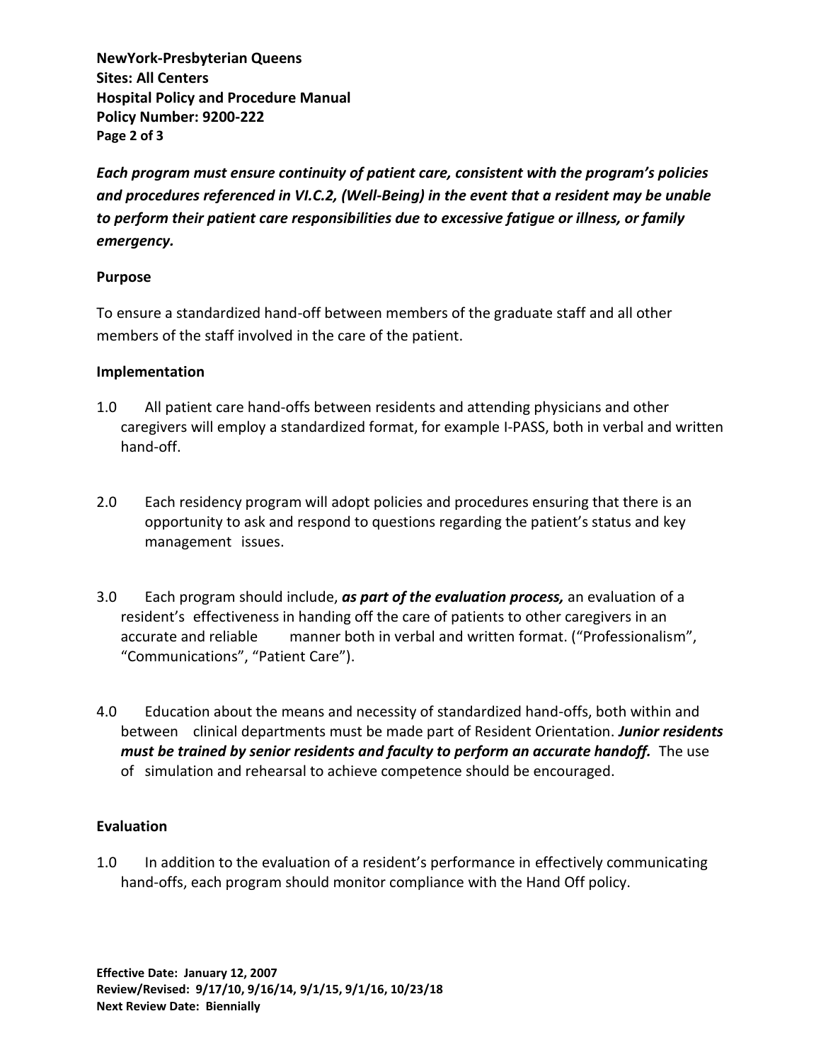***Each program must ensure continuity of patient care, consistent with the program's policies and procedures referenced in VI.C.2, (Well-Being) in the event that a resident may be unable to perform their patient care responsibilities due to excessive fatigue or illness, or family emergency.***

**Purpose**

To ensure a standardized hand-off between members of the graduate staff and all other members of the staff involved in the care of the patient.

**Implementation**

1.0 All patient care hand-offs between residents and attending physicians and other caregivers will employ a standardized format, for example I-PASS, both in verbal and written hand-off.

2.0 Each residency program will adopt policies and procedures ensuring that there is an opportunity to ask and respond to questions regarding the patient's status and key management issues.

3.0 Each program should include, ***as part of the evaluation process,*** an evaluation of a resident's effectiveness in handing off the care of patients to other caregivers in an accurate and reliable manner both in verbal and written format. ("Professionalism", "Communications", "Patient Care").

4.0 Education about the means and necessity of standardized hand-offs, both within and between clinical departments must be made part of Resident Orientation. ***Junior residents must be trained by senior residents and faculty to perform an accurate handoff.*** The use of simulation and rehearsal to achieve competence should be encouraged.

**Evaluation**

1.0 In addition to the evaluation of a resident's performance in effectively communicating hand-offs, each program should monitor compliance with the Hand Off policy.

**Effective Date: January 12, 2007**
**Review/Revised: 9/17/10, 9/16/14, 9/1/15, 9/1/16, 10/23/18**
**Next Review Date: Biennially**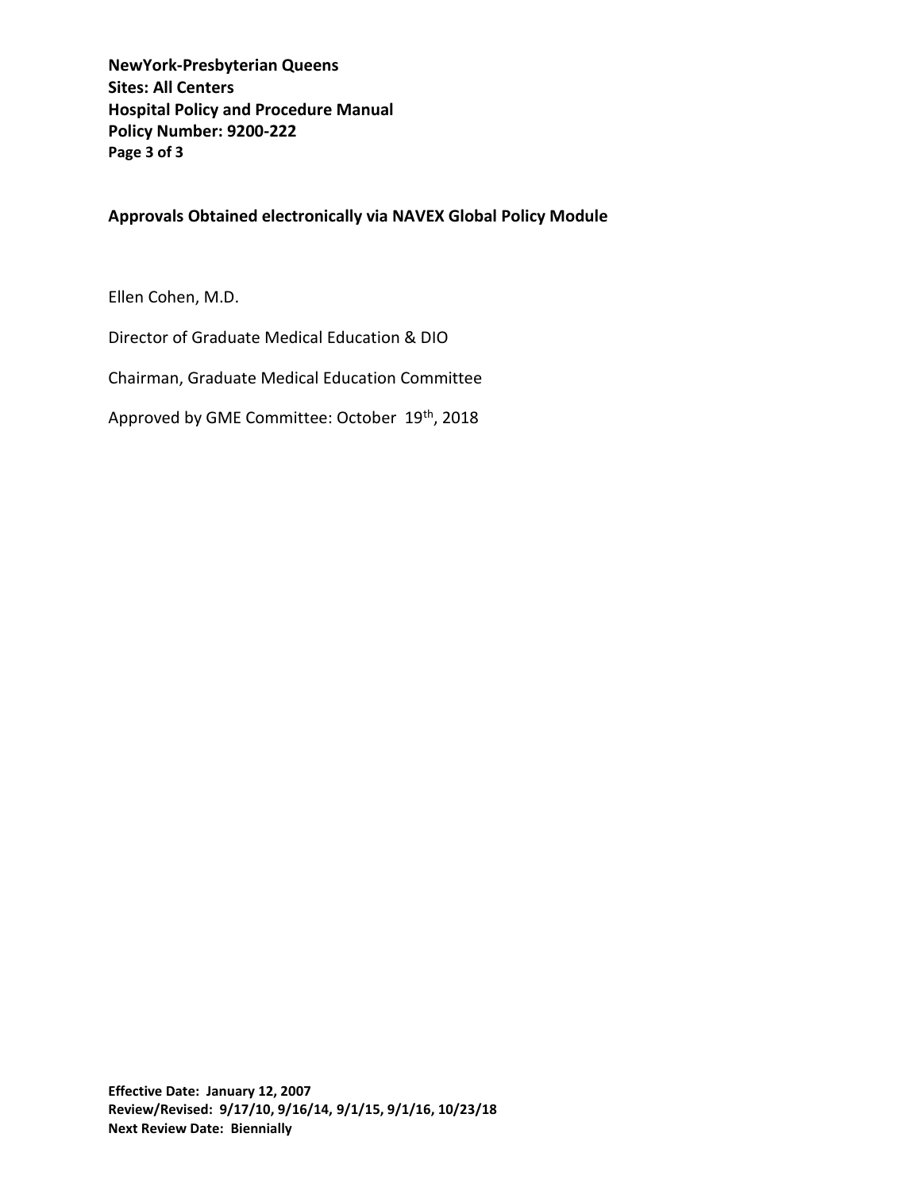**Approvals Obtained electronically via NAVEX Global Policy Module**

Ellen Cohen, M.D.

Director of Graduate Medical Education & DIO

Chairman, Graduate Medical Education Committee

Approved by GME Committee: October 19th, 2018